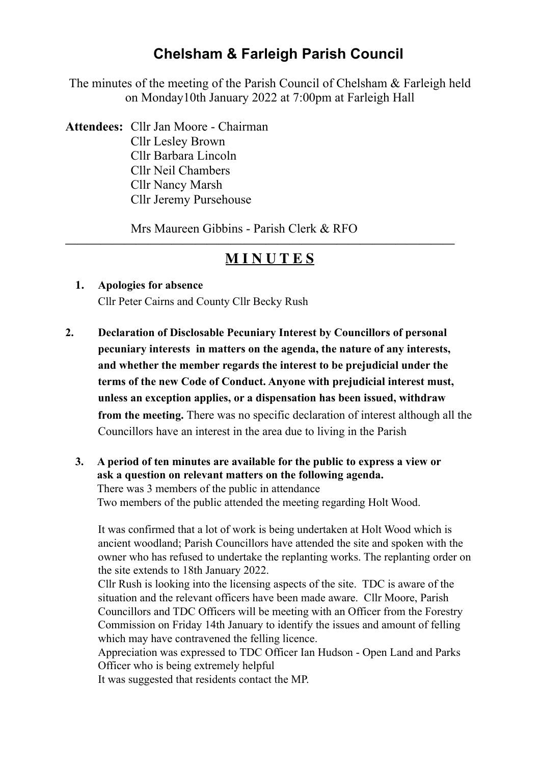# Chelsham & Farleigh Parish Council

The minutes of the meeting of the Parish Council of Chelsham & Farleigh held on Monday10th January 2022 at 7:00pm at Farleigh Hall

**Attendees:** Cllr Jan Moore - Chairman
Cllr Lesley Brown
Cllr Barbara Lincoln
Cllr Neil Chambers
Cllr Nancy Marsh
Cllr Jeremy Pursehouse

Mrs Maureen Gibbins - Parish Clerk & RFO

---

## M I N U T E S

1. **Apologies for absence**
   Cllr Peter Cairns and County Cllr Becky Rush

2. **Declaration of Disclosable Pecuniary Interest by Councillors of personal pecuniary interests in matters on the agenda, the nature of any interests, and whether the member regards the interest to be prejudicial under the terms of the new Code of Conduct. Anyone with prejudicial interest must, unless an exception applies, or a dispensation has been issued, withdraw from the meeting.** There was no specific declaration of interest although all the Councillors have an interest in the area due to living in the Parish

3. **A period of ten minutes are available for the public to express a view or ask a question on relevant matters on the following agenda.**
   There was 3 members of the public in attendance
   Two members of the public attended the meeting regarding Holt Wood.

   It was confirmed that a lot of work is being undertaken at Holt Wood which is ancient woodland; Parish Councillors have attended the site and spoken with the owner who has refused to undertake the replanting works. The replanting order on the site extends to 18th January 2022.
   Cllr Rush is looking into the licensing aspects of the site. TDC is aware of the situation and the relevant officers have been made aware. Cllr Moore, Parish Councillors and TDC Officers will be meeting with an Officer from the Forestry Commission on Friday 14th January to identify the issues and amount of felling which may have contravened the felling licence.
   Appreciation was expressed to TDC Officer Ian Hudson - Open Land and Parks Officer who is being extremely helpful
   It was suggested that residents contact the MP.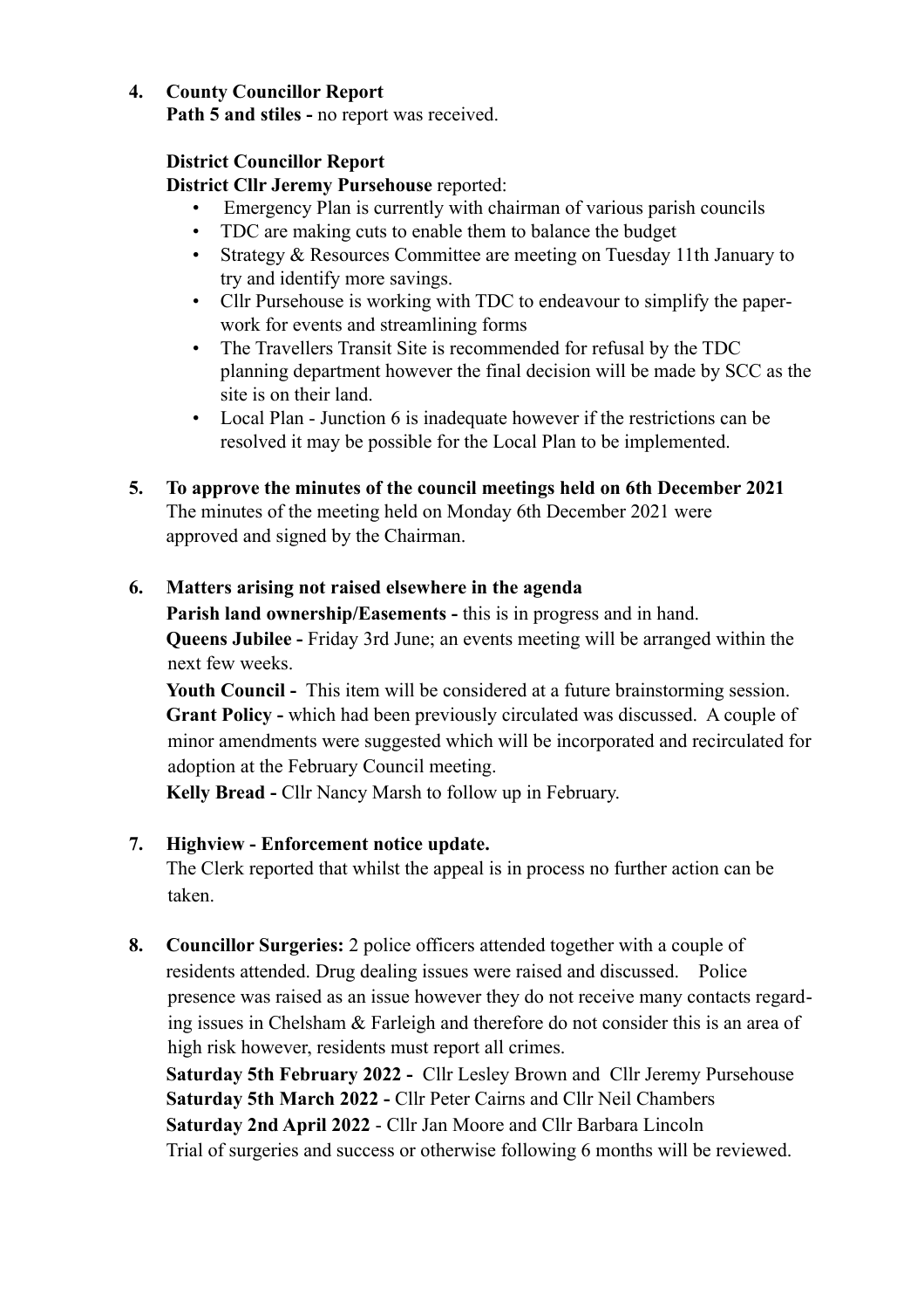4. **County Councillor Report**

   **Path 5 and stiles -** no report was received.

   **District Councillor Report**

   **District Cllr Jeremy Pursehouse** reported:

   - Emergency Plan is currently with chairman of various parish councils
   - TDC are making cuts to enable them to balance the budget
   - Strategy & Resources Committee are meeting on Tuesday 11th January to try and identify more savings.
   - Cllr Pursehouse is working with TDC to endeavour to simplify the paperwork for events and streamlining forms
   - The Travellers Transit Site is recommended for refusal by the TDC planning department however the final decision will be made by SCC as the site is on their land.
   - Local Plan - Junction 6 is inadequate however if the restrictions can be resolved it may be possible for the Local Plan to be implemented.

5. **To approve the minutes of the council meetings held on 6th December 2021**

   The minutes of the meeting held on Monday 6th December 2021 were approved and signed by the Chairman.

6. **Matters arising not raised elsewhere in the agenda**

   **Parish land ownership/Easements -** this is in progress and in hand.

   **Queens Jubilee -** Friday 3rd June; an events meeting will be arranged within the next few weeks.

   **Youth Council -** This item will be considered at a future brainstorming session.

   **Grant Policy -** which had been previously circulated was discussed. A couple of minor amendments were suggested which will be incorporated and recirculated for adoption at the February Council meeting.

   **Kelly Bread -** Cllr Nancy Marsh to follow up in February.

7. **Highview - Enforcement notice update.**

   The Clerk reported that whilst the appeal is in process no further action can be taken.

8. **Councillor Surgeries:** 2 police officers attended together with a couple of residents attended. Drug dealing issues were raised and discussed. Police presence was raised as an issue however they do not receive many contacts regarding issues in Chelsham & Farleigh and therefore do not consider this is an area of high risk however, residents must report all crimes.

   **Saturday 5th February 2022 -** Cllr Lesley Brown and Cllr Jeremy Pursehouse

   **Saturday 5th March 2022 -** Cllr Peter Cairns and Cllr Neil Chambers

   **Saturday 2nd April 2022** - Cllr Jan Moore and Cllr Barbara Lincoln

   Trial of surgeries and success or otherwise following 6 months will be reviewed.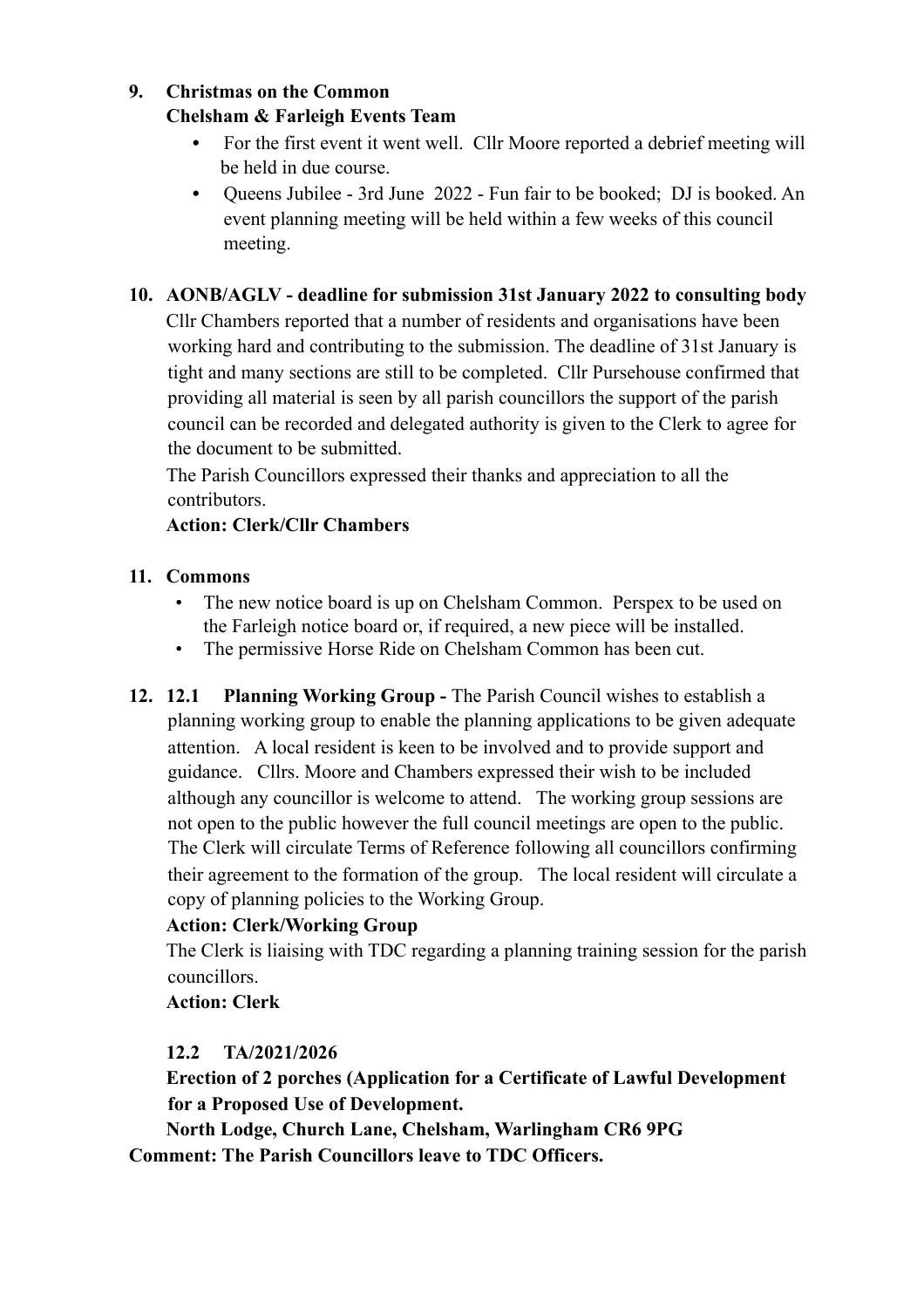**9. Christmas on the Common**

**Chelsham & Farleigh Events Team**

- For the first event it went well. Cllr Moore reported a debrief meeting will be held in due course.
- Queens Jubilee - 3rd June 2022 - Fun fair to be booked; DJ is booked. An event planning meeting will be held within a few weeks of this council meeting.

**10. AONB/AGLV - deadline for submission 31st January 2022 to consulting body**

Cllr Chambers reported that a number of residents and organisations have been working hard and contributing to the submission. The deadline of 31st January is tight and many sections are still to be completed. Cllr Pursehouse confirmed that providing all material is seen by all parish councillors the support of the parish council can be recorded and delegated authority is given to the Clerk to agree for the document to be submitted.

The Parish Councillors expressed their thanks and appreciation to all the contributors.

**Action: Clerk/Cllr Chambers**

**11. Commons**

- The new notice board is up on Chelsham Common. Perspex to be used on the Farleigh notice board or, if required, a new piece will be installed.
- The permissive Horse Ride on Chelsham Common has been cut.

**12. 12.1 Planning Working Group -** The Parish Council wishes to establish a planning working group to enable the planning applications to be given adequate attention. A local resident is keen to be involved and to provide support and guidance. Cllrs. Moore and Chambers expressed their wish to be included although any councillor is welcome to attend. The working group sessions are not open to the public however the full council meetings are open to the public. The Clerk will circulate Terms of Reference following all councillors confirming their agreement to the formation of the group. The local resident will circulate a copy of planning policies to the Working Group.

**Action: Clerk/Working Group**

The Clerk is liaising with TDC regarding a planning training session for the parish councillors.

**Action: Clerk**

**12.2 TA/2021/2026**

**Erection of 2 porches (Application for a Certificate of Lawful Development for a Proposed Use of Development.**

**North Lodge, Church Lane, Chelsham, Warlingham CR6 9PG**

**Comment: The Parish Councillors leave to TDC Officers.**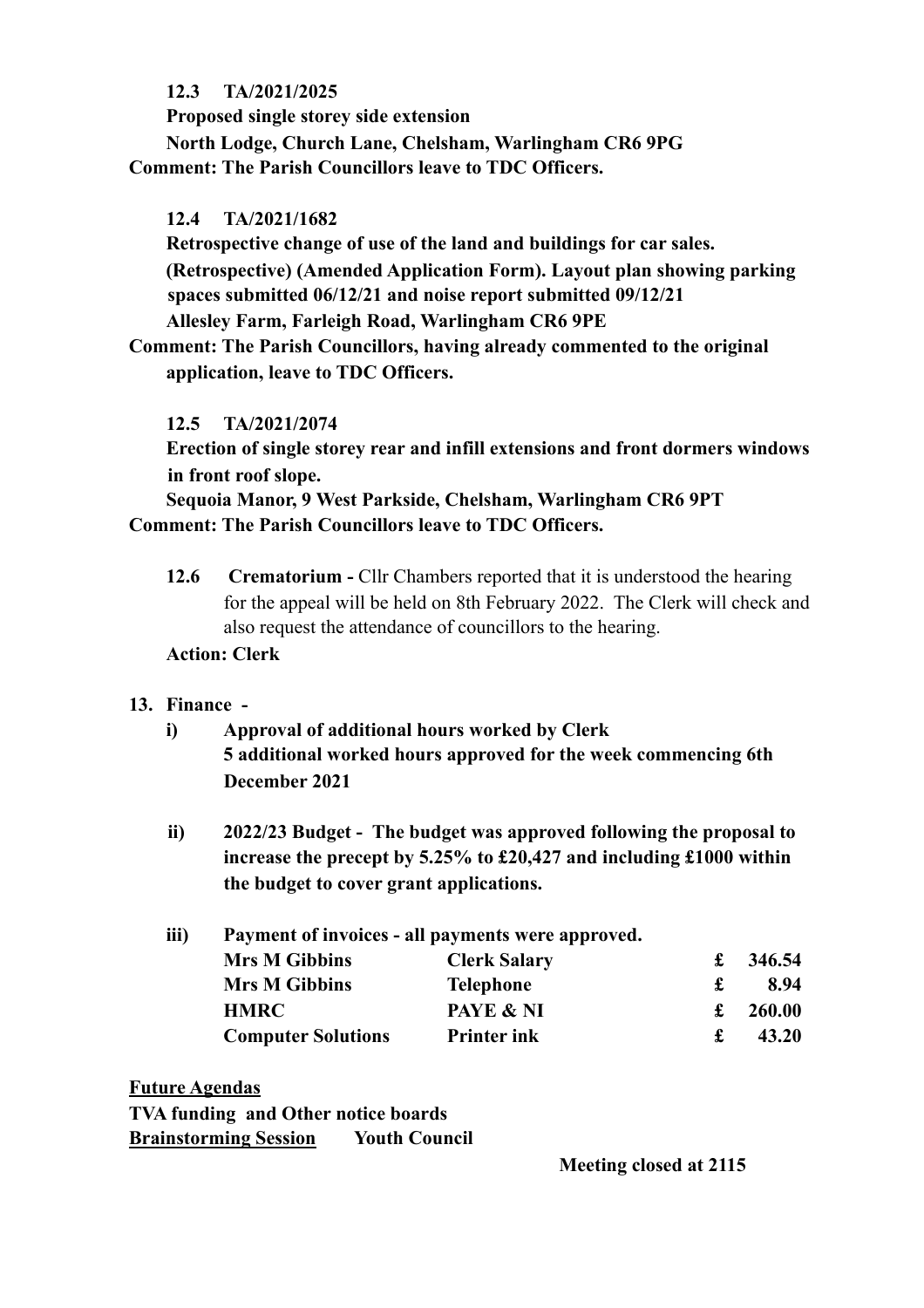**12.3 TA/2021/2025**

**Proposed single storey side extension**

**North Lodge, Church Lane, Chelsham, Warlingham CR6 9PG**

**Comment: The Parish Councillors leave to TDC Officers.**

**12.4 TA/2021/1682**

**Retrospective change of use of the land and buildings for car sales. (Retrospective) (Amended Application Form). Layout plan showing parking spaces submitted 06/12/21 and noise report submitted 09/12/21**

**Allesley Farm, Farleigh Road, Warlingham CR6 9PE**

**Comment: The Parish Councillors, having already commented to the original application, leave to TDC Officers.**

**12.5 TA/2021/2074**

**Erection of single storey rear and infill extensions and front dormers windows in front roof slope.**

**Sequoia Manor, 9 West Parkside, Chelsham, Warlingham CR6 9PT**

**Comment: The Parish Councillors leave to TDC Officers.**

**12.6 Crematorium -** Cllr Chambers reported that it is understood the hearing for the appeal will be held on 8th February 2022. The Clerk will check and also request the attendance of councillors to the hearing.

**Action: Clerk**

**13. Finance -**

**i) Approval of additional hours worked by Clerk**
**5 additional worked hours approved for the week commencing 6th December 2021**

**ii) 2022/23 Budget - The budget was approved following the proposal to increase the precept by 5.25% to £20,427 and including £1000 within the budget to cover grant applications.**

**iii) Payment of invoices - all payments were approved.**

| | | | |
|---|---|---|---|
| **Mrs M Gibbins** | **Clerk Salary** | **£** | **346.54** |
| **Mrs M Gibbins** | **Telephone** | **£** | **8.94** |
| **HMRC** | **PAYE & NI** | **£** | **260.00** |
| **Computer Solutions** | **Printer ink** | **£** | **43.20** |

**Future Agendas**

**TVA funding and Other notice boards**

**Brainstorming Session** **Youth Council**

**Meeting closed at 2115**